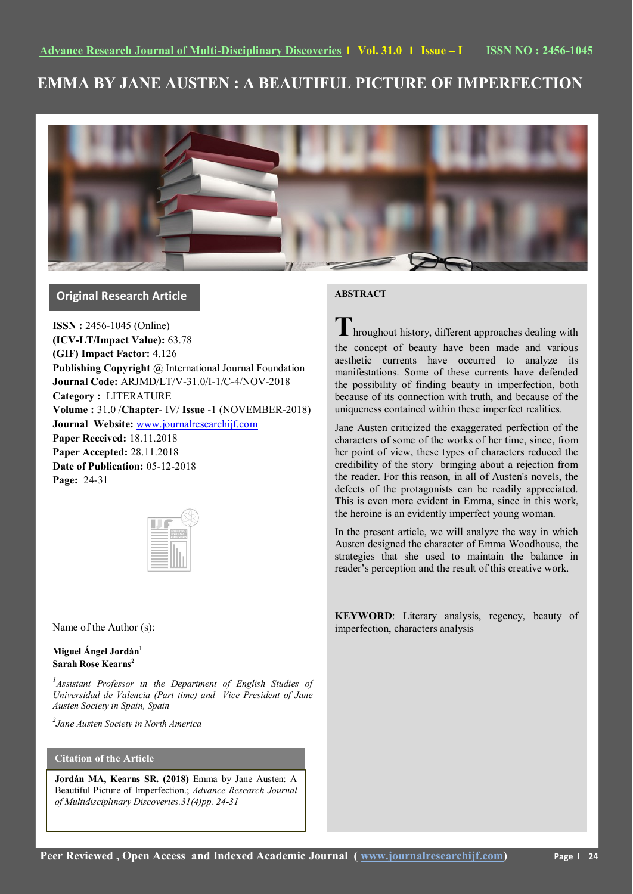# EMMA BY JANE AUSTEN : A BEAUTIFUL PICTURE OF IMPERFECTION

## Original Research Article

**ISSN :** 2456-1045 (Online)
**(ICV-LT/Impact Value):** 63.78
**(GIF) Impact Factor:** 4.126
**Publishing Copyright @** International Journal Foundation
**Journal Code:** ARJMD/LT/V-31.0/I-1/C-4/NOV-2018
**Category :** LITERATURE
**Volume :** 31.0 /**Chapter**- IV/ **Issue** -1 (NOVEMBER-2018)
**Journal Website:** www.journalresearchijf.com
**Paper Received:** 18.11.2018
**Paper Accepted:** 28.11.2018
**Date of Publication:** 05-12-2018
**Page:** 24-31

Name of the Author (s):

**Miguel Ángel Jordán**[1]
**Sarah Rose Kearns**[2]

[1] *Assistant Professor in the Department of English Studies of Universidad de Valencia (Part time) and Vice President of Jane Austen Society in Spain, Spain*

[2] *Jane Austen Society in North America*

### Citation of the Article

**Jordán MA, Kearns SR. (2018)** Emma by Jane Austen: A Beautiful Picture of Imperfection.; *Advance Research Journal of Multidisciplinary Discoveries.31(4)pp. 24-31*

### ABSTRACT

Throughout history, different approaches dealing with the concept of beauty have been made and various aesthetic currents have occurred to analyze its manifestations. Some of these currents have defended the possibility of finding beauty in imperfection, both because of its connection with truth, and because of the uniqueness contained within these imperfect realities.

Jane Austen criticized the exaggerated perfection of the characters of some of the works of her time, since, from her point of view, these types of characters reduced the credibility of the story bringing about a rejection from the reader. For this reason, in all of Austen's novels, the defects of the protagonists can be readily appreciated. This is even more evident in Emma, since in this work, the heroine is an evidently imperfect young woman.

In the present article, we will analyze the way in which Austen designed the character of Emma Woodhouse, the strategies that she used to maintain the balance in reader's perception and the result of this creative work.

**KEYWORD**: Literary analysis, regency, beauty of imperfection, characters analysis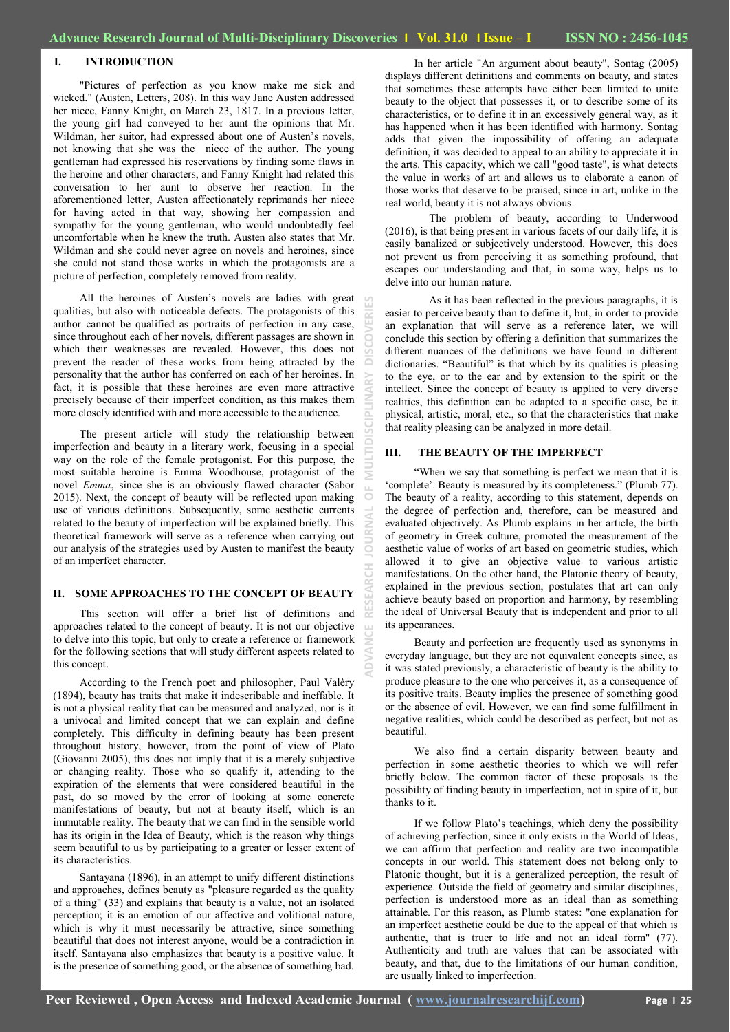## I. INTRODUCTION

"Pictures of perfection as you know make me sick and wicked." (Austen, Letters, 208). In this way Jane Austen addressed her niece, Fanny Knight, on March 23, 1817. In a previous letter, the young girl had conveyed to her aunt the opinions that Mr. Wildman, her suitor, had expressed about one of Austen's novels, not knowing that she was the niece of the author. The young gentleman had expressed his reservations by finding some flaws in the heroine and other characters, and Fanny Knight had related this conversation to her aunt to observe her reaction. In the aforementioned letter, Austen affectionately reprimands her niece for having acted in that way, showing her compassion and sympathy for the young gentleman, who would undoubtedly feel uncomfortable when he knew the truth. Austen also states that Mr. Wildman and she could never agree on novels and heroines, since she could not stand those works in which the protagonists are a picture of perfection, completely removed from reality.

All the heroines of Austen's novels are ladies with great qualities, but also with noticeable defects. The protagonists of this author cannot be qualified as portraits of perfection in any case, since throughout each of her novels, different passages are shown in which their weaknesses are revealed. However, this does not prevent the reader of these works from being attracted by the personality that the author has conferred on each of her heroines. In fact, it is possible that these heroines are even more attractive precisely because of their imperfect condition, as this makes them more closely identified with and more accessible to the audience.

The present article will study the relationship between imperfection and beauty in a literary work, focusing in a special way on the role of the female protagonist. For this purpose, the most suitable heroine is Emma Woodhouse, protagonist of the novel *Emma*, since she is an obviously flawed character (Sabor 2015). Next, the concept of beauty will be reflected upon making use of various definitions. Subsequently, some aesthetic currents related to the beauty of imperfection will be explained briefly. This theoretical framework will serve as a reference when carrying out our analysis of the strategies used by Austen to manifest the beauty of an imperfect character.

## II. SOME APPROACHES TO THE CONCEPT OF BEAUTY

This section will offer a brief list of definitions and approaches related to the concept of beauty. It is not our objective to delve into this topic, but only to create a reference or framework for the following sections that will study different aspects related to this concept.

According to the French poet and philosopher, Paul Valèry (1894), beauty has traits that make it indescribable and ineffable. It is not a physical reality that can be measured and analyzed, nor is it a univocal and limited concept that we can explain and define completely. This difficulty in defining beauty has been present throughout history, however, from the point of view of Plato (Giovanni 2005), this does not imply that it is a merely subjective or changing reality. Those who so qualify it, attending to the expiration of the elements that were considered beautiful in the past, do so moved by the error of looking at some concrete manifestations of beauty, but not at beauty itself, which is an immutable reality. The beauty that we can find in the sensible world has its origin in the Idea of Beauty, which is the reason why things seem beautiful to us by participating to a greater or lesser extent of its characteristics.

Santayana (1896), in an attempt to unify different distinctions and approaches, defines beauty as "pleasure regarded as the quality of a thing" (33) and explains that beauty is a value, not an isolated perception; it is an emotion of our affective and volitional nature, which is why it must necessarily be attractive, since something beautiful that does not interest anyone, would be a contradiction in itself. Santayana also emphasizes that beauty is a positive value. It is the presence of something good, or the absence of something bad.

In her article "An argument about beauty", Sontag (2005) displays different definitions and comments on beauty, and states that sometimes these attempts have either been limited to unite beauty to the object that possesses it, or to describe some of its characteristics, or to define it in an excessively general way, as it has happened when it has been identified with harmony. Sontag adds that given the impossibility of offering an adequate definition, it was decided to appeal to an ability to appreciate it in the arts. This capacity, which we call "good taste", is what detects the value in works of art and allows us to elaborate a canon of those works that deserve to be praised, since in art, unlike in the real world, beauty it is not always obvious.

The problem of beauty, according to Underwood (2016), is that being present in various facets of our daily life, it is easily banalized or subjectively understood. However, this does not prevent us from perceiving it as something profound, that escapes our understanding and that, in some way, helps us to delve into our human nature.

As it has been reflected in the previous paragraphs, it is easier to perceive beauty than to define it, but, in order to provide an explanation that will serve as a reference later, we will conclude this section by offering a definition that summarizes the different nuances of the definitions we have found in different dictionaries. "Beautiful" is that which by its qualities is pleasing to the eye, or to the ear and by extension to the spirit or the intellect. Since the concept of beauty is applied to very diverse realities, this definition can be adapted to a specific case, be it physical, artistic, moral, etc., so that the characteristics that make that reality pleasing can be analyzed in more detail.

## III. THE BEAUTY OF THE IMPERFECT

"When we say that something is perfect we mean that it is 'complete'. Beauty is measured by its completeness." (Plumb 77). The beauty of a reality, according to this statement, depends on the degree of perfection and, therefore, can be measured and evaluated objectively. As Plumb explains in her article, the birth of geometry in Greek culture, promoted the measurement of the aesthetic value of works of art based on geometric studies, which allowed it to give an objective value to various artistic manifestations. On the other hand, the Platonic theory of beauty, explained in the previous section, postulates that art can only achieve beauty based on proportion and harmony, by resembling the ideal of Universal Beauty that is independent and prior to all its appearances.

Beauty and perfection are frequently used as synonyms in everyday language, but they are not equivalent concepts since, as it was stated previously, a characteristic of beauty is the ability to produce pleasure to the one who perceives it, as a consequence of its positive traits. Beauty implies the presence of something good or the absence of evil. However, we can find some fulfillment in negative realities, which could be described as perfect, but not as beautiful.

We also find a certain disparity between beauty and perfection in some aesthetic theories to which we will refer briefly below. The common factor of these proposals is the possibility of finding beauty in imperfection, not in spite of it, but thanks to it.

If we follow Plato's teachings, which deny the possibility of achieving perfection, since it only exists in the World of Ideas, we can affirm that perfection and reality are two incompatible concepts in our world. This statement does not belong only to Platonic thought, but it is a generalized perception, the result of experience. Outside the field of geometry and similar disciplines, perfection is understood more as an ideal than as something attainable. For this reason, as Plumb states: "one explanation for an imperfect aesthetic could be due to the appeal of that which is authentic, that is truer to life and not an ideal form" (77). Authenticity and truth are values that can be associated with beauty, and that, due to the limitations of our human condition, are usually linked to imperfection.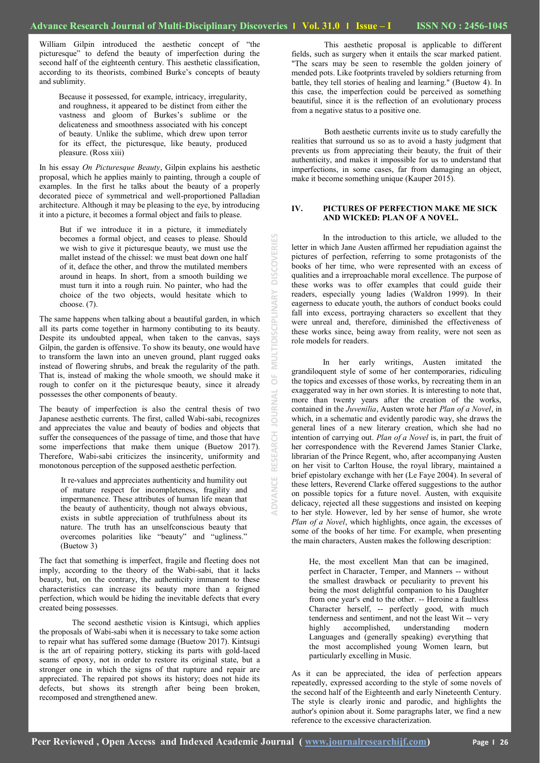William Gilpin introduced the aesthetic concept of "the picturesque" to defend the beauty of imperfection during the second half of the eighteenth century. This aesthetic classification, according to its theorists, combined Burke's concepts of beauty and sublimity.

> Because it possessed, for example, intricacy, irregularity, and roughness, it appeared to be distinct from either the vastness and gloom of Burkes's sublime or the delicateness and smoothness associated with his concept of beauty. Unlike the sublime, which drew upon terror for its effect, the picturesque, like beauty, produced pleasure. (Ross xiii)

In his essay *On Picturesque Beauty*, Gilpin explains his aesthetic proposal, which he applies mainly to painting, through a couple of examples. In the first he talks about the beauty of a properly decorated piece of symmetrical and well-proportioned Palladian architecture. Although it may be pleasing to the eye, by introducing it into a picture, it becomes a formal object and fails to please.

> But if we introduce it in a picture, it immediately becomes a formal object, and ceases to please. Should we wish to give it picturesque beauty, we must use the mallet instead of the chissel: we must beat down one half of it, deface the other, and throw the mutilated members around in heaps. In short, from a smooth building we must turn it into a rough ruin. No painter, who had the choice of the two objects, would hesitate which to choose. (7).

The same happens when talking about a beautiful garden, in which all its parts come together in harmony contibuting to its beauty. Despite its undoubted appeal, when taken to the canvas, says Gilpin, the garden is offensive. To show its beauty, one would have to transform the lawn into an uneven ground, plant rugged oaks instead of flowering shrubs, and break the regularity of the path. That is, instead of making the whole smooth, we should make it rough to confer on it the picturesque beauty, since it already possesses the other components of beauty.

The beauty of imperfection is also the central thesis of two Japanese aesthetic currents. The first, called Wabi-sabi, recognizes and appreciates the value and beauty of bodies and objects that suffer the consequences of the passage of time, and those that have some imperfections that make them unique (Buetow 2017). Therefore, Wabi-sabi criticizes the insincerity, uniformity and monotonous perception of the supposed aesthetic perfection.

> It re-values and appreciates authenticity and humility out of mature respect for incompleteness, fragility and impermanence. These attributes of human life mean that the beauty of authenticity, though not always obvious, exists in subtle appreciation of truthfulness about its nature. The truth has an unselfconscious beauty that overcomes polarities like "beauty" and "ugliness." (Buetow 3)

The fact that something is imperfect, fragile and fleeting does not imply, according to the theory of the Wabi-sabi, that it lacks beauty, but, on the contrary, the authenticity immanent to these characteristics can increase its beauty more than a feigned perfection, which would be hiding the inevitable defects that every created being possesses.

The second aesthetic vision is Kintsugi, which applies the proposals of Wabi-sabi when it is necessary to take some action to repair what has suffered some damage (Buetow 2017). Kintsugi is the art of repairing pottery, sticking its parts with gold-laced seams of epoxy, not in order to restore its original state, but a stronger one in which the signs of that rupture and repair are appreciated. The repaired pot shows its history; does not hide its defects, but shows its strength after being been broken, recomposed and strengthened anew.

This aesthetic proposal is applicable to different fields, such as surgery when it entails the scar marked patient. "The scars may be seen to resemble the golden joinery of mended pots. Like footprints traveled by soldiers returning from battle, they tell stories of healing and learning." (Buetow 4). In this case, the imperfection could be perceived as something beautiful, since it is the reflection of an evolutionary process from a negative status to a positive one.

Both aesthetic currents invite us to study carefully the realities that surround us so as to avoid a hasty judgment that prevents us from appreciating their beauty, the fruit of their authenticity, and makes it impossible for us to understand that imperfections, in some cases, far from damaging an object, make it become something unique (Kauper 2015).

## IV. PICTURES OF PERFECTION MAKE ME SICK AND WICKED: PLAN OF A NOVEL.

In the introduction to this article, we alluded to the letter in which Jane Austen affirmed her repudiation against the pictures of perfection, referring to some protagonists of the books of her time, who were represented with an excess of qualities and a irreproachable moral excellence. The purpose of these works was to offer examples that could guide their readers, especially young ladies (Waldron 1999). In their eagerness to educate youth, the authors of conduct books could fall into excess, portraying characters so excellent that they were unreal and, therefore, diminished the effectiveness of these works since, being away from reality, were not seen as role models for readers.

In her early writings, Austen imitated the grandiloquent style of some of her contemporaries, ridiculing the topics and excesses of those works, by recreating them in an exaggerated way in her own stories. It is interesting to note that, more than twenty years after the creation of the works, contained in the *Juvenilia*, Austen wrote her *Plan of a Novel*, in which, in a schematic and evidently parodic way, she draws the general lines of a new literary creation, which she had no intention of carrying out. *Plan of a Novel* is, in part, the fruit of her correspondence with the Reverend James Stanier Clarke, librarian of the Prince Regent, who, after accompanying Austen on her visit to Carlton House, the royal library, maintained a brief epistolary exchange with her (Le Faye 2004). In several of these letters, Reverend Clarke offered suggestions to the author on possible topics for a future novel. Austen, with exquisite delicacy, rejected all these suggestions and insisted on keeping to her style. However, led by her sense of humor, she wrote *Plan of a Novel*, which highlights, once again, the excesses of some of the books of her time. For example, when presenting the main characters, Austen makes the following description:

> He, the most excellent Man that can be imagined, perfect in Character, Temper, and Manners -- without the smallest drawback or peculiarity to prevent his being the most delightful companion to his Daughter from one year's end to the other. -- Heroine a faultless Character herself, -- perfectly good, with much tenderness and sentiment, and not the least Wit -- very highly accomplished, understanding modern Languages and (generally speaking) everything that the most accomplished young Women learn, but particularly excelling in Music.

As it can be appreciated, the idea of perfection appears repeatedly, expressed according to the style of some novels of the second half of the Eighteenth and early Nineteenth Century. The style is clearly ironic and parodic, and highlights the author's opinion about it. Some paragraphs later, we find a new reference to the excessive characterization.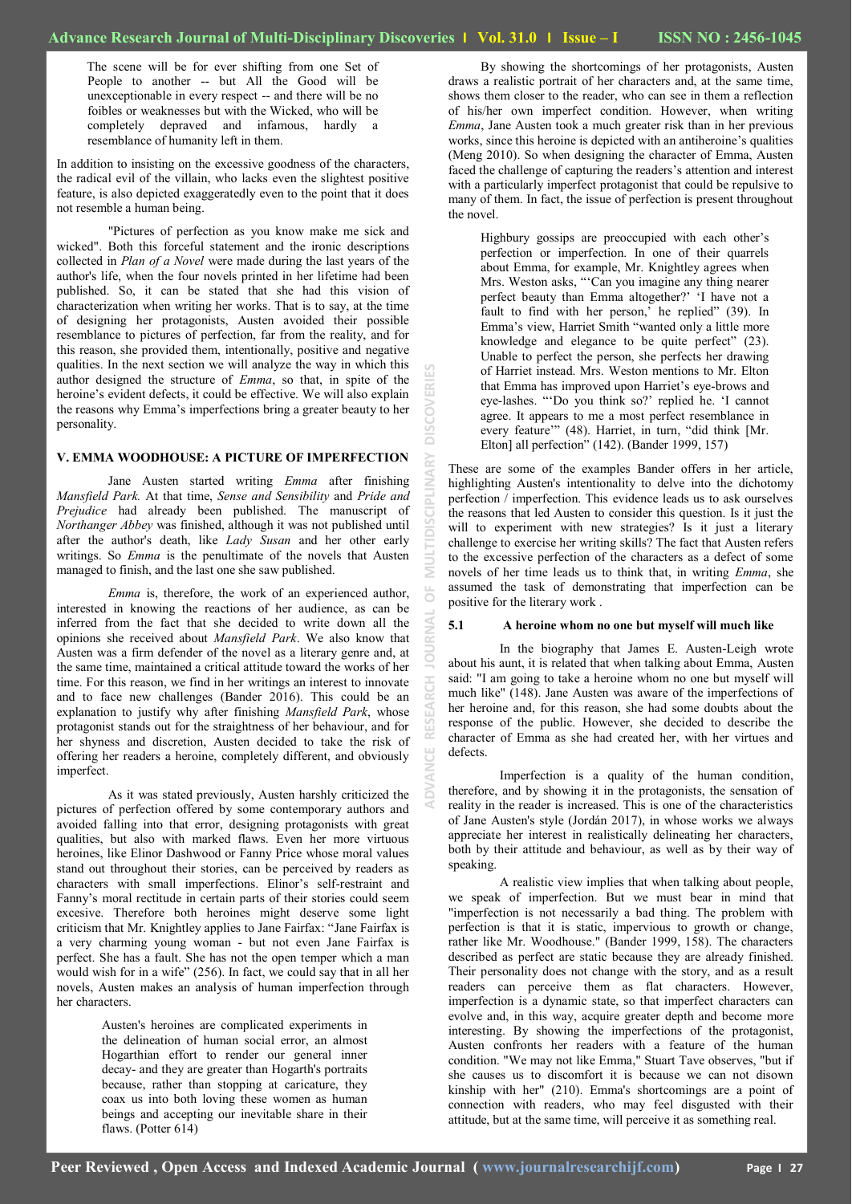> The scene will be for ever shifting from one Set of People to another -- but All the Good will be unexceptionable in every respect -- and there will be no foibles or weaknesses but with the Wicked, who will be completely depraved and infamous, hardly a resemblance of humanity left in them.

In addition to insisting on the excessive goodness of the characters, the radical evil of the villain, who lacks even the slightest positive feature, is also depicted exaggeratedly even to the point that it does not resemble a human being.

"Pictures of perfection as you know make me sick and wicked". Both this forceful statement and the ironic descriptions collected in *Plan of a Novel* were made during the last years of the author's life, when the four novels printed in her lifetime had been published. So, it can be stated that she had this vision of characterization when writing her works. That is to say, at the time of designing her protagonists, Austen avoided their possible resemblance to pictures of perfection, far from the reality, and for this reason, she provided them, intentionally, positive and negative qualities. In the next section we will analyze the way in which this author designed the structure of *Emma*, so that, in spite of the heroine's evident defects, it could be effective. We will also explain the reasons why Emma's imperfections bring a greater beauty to her personality.

## V. EMMA WOODHOUSE: A PICTURE OF IMPERFECTION

Jane Austen started writing *Emma* after finishing *Mansfield Park.* At that time, *Sense and Sensibility* and *Pride and Prejudice* had already been published. The manuscript of *Northanger Abbey* was finished, although it was not published until after the author's death, like *Lady Susan* and her other early writings. So *Emma* is the penultimate of the novels that Austen managed to finish, and the last one she saw published.

*Emma* is, therefore, the work of an experienced author, interested in knowing the reactions of her audience, as can be inferred from the fact that she decided to write down all the opinions she received about *Mansfield Park*. We also know that Austen was a firm defender of the novel as a literary genre and, at the same time, maintained a critical attitude toward the works of her time. For this reason, we find in her writings an interest to innovate and to face new challenges (Bander 2016). This could be an explanation to justify why after finishing *Mansfield Park*, whose protagonist stands out for the straightness of her behaviour, and for her shyness and discretion, Austen decided to take the risk of offering her readers a heroine, completely different, and obviously imperfect.

As it was stated previously, Austen harshly criticized the pictures of perfection offered by some contemporary authors and avoided falling into that error, designing protagonists with great qualities, but also with marked flaws. Even her more virtuous heroines, like Elinor Dashwood or Fanny Price whose moral values stand out throughout their stories, can be perceived by readers as characters with small imperfections. Elinor's self-restraint and Fanny's moral rectitude in certain parts of their stories could seem excesive. Therefore both heroines might deserve some light criticism that Mr. Knightley applies to Jane Fairfax: "Jane Fairfax is a very charming young woman - but not even Jane Fairfax is perfect. She has a fault. She has not the open temper which a man would wish for in a wife" (256). In fact, we could say that in all her novels, Austen makes an analysis of human imperfection through her characters.

> Austen's heroines are complicated experiments in the delineation of human social error, an almost Hogarthian effort to render our general inner decay- and they are greater than Hogarth's portraits because, rather than stopping at caricature, they coax us into both loving these women as human beings and accepting our inevitable share in their flaws. (Potter 614)

By showing the shortcomings of her protagonists, Austen draws a realistic portrait of her characters and, at the same time, shows them closer to the reader, who can see in them a reflection of his/her own imperfect condition. However, when writing *Emma*, Jane Austen took a much greater risk than in her previous works, since this heroine is depicted with an antiheroine's qualities (Meng 2010). So when designing the character of Emma, Austen faced the challenge of capturing the readers's attention and interest with a particularly imperfect protagonist that could be repulsive to many of them. In fact, the issue of perfection is present throughout the novel.

> Highbury gossips are preoccupied with each other's perfection or imperfection. In one of their quarrels about Emma, for example, Mr. Knightley agrees when Mrs. Weston asks, "'Can you imagine any thing nearer perfect beauty than Emma altogether?' 'I have not a fault to find with her person,' he replied" (39). In Emma's view, Harriet Smith "wanted only a little more knowledge and elegance to be quite perfect" (23). Unable to perfect the person, she perfects her drawing of Harriet instead. Mrs. Weston mentions to Mr. Elton that Emma has improved upon Harriet's eye-brows and eye-lashes. "'Do you think so?' replied he. 'I cannot agree. It appears to me a most perfect resemblance in every feature'" (48). Harriet, in turn, "did think [Mr. Elton] all perfection" (142). (Bander 1999, 157)

These are some of the examples Bander offers in her article, highlighting Austen's intentionality to delve into the dichotomy perfection / imperfection. This evidence leads us to ask ourselves the reasons that led Austen to consider this question. Is it just the will to experiment with new strategies? Is it just a literary challenge to exercise her writing skills? The fact that Austen refers to the excessive perfection of the characters as a defect of some novels of her time leads us to think that, in writing *Emma*, she assumed the task of demonstrating that imperfection can be positive for the literary work .

### 5.1 A heroine whom no one but myself will much like

In the biography that James E. Austen-Leigh wrote about his aunt, it is related that when talking about Emma, Austen said: "I am going to take a heroine whom no one but myself will much like" (148). Jane Austen was aware of the imperfections of her heroine and, for this reason, she had some doubts about the response of the public. However, she decided to describe the character of Emma as she had created her, with her virtues and defects.

Imperfection is a quality of the human condition, therefore, and by showing it in the protagonists, the sensation of reality in the reader is increased. This is one of the characteristics of Jane Austen's style (Jordán 2017), in whose works we always appreciate her interest in realistically delineating her characters, both by their attitude and behaviour, as well as by their way of speaking.

A realistic view implies that when talking about people, we speak of imperfection. But we must bear in mind that "imperfection is not necessarily a bad thing. The problem with perfection is that it is static, impervious to growth or change, rather like Mr. Woodhouse." (Bander 1999, 158). The characters described as perfect are static because they are already finished. Their personality does not change with the story, and as a result readers can perceive them as flat characters. However, imperfection is a dynamic state, so that imperfect characters can evolve and, in this way, acquire greater depth and become more interesting. By showing the imperfections of the protagonist, Austen confronts her readers with a feature of the human condition. "We may not like Emma," Stuart Tave observes, "but if she causes us to discomfort it is because we can not disown kinship with her" (210). Emma's shortcomings are a point of connection with readers, who may feel disgusted with their attitude, but at the same time, will perceive it as something real.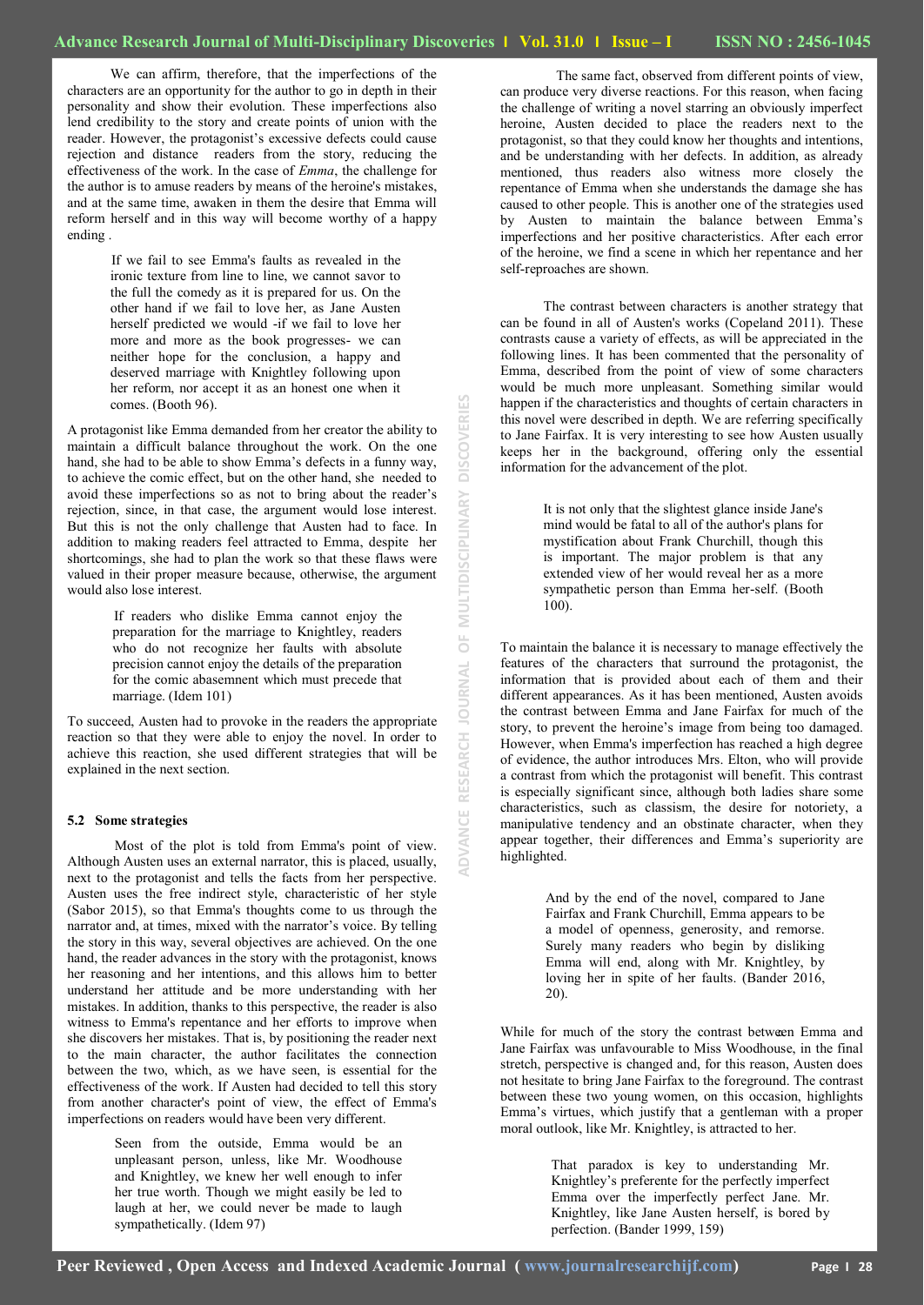We can affirm, therefore, that the imperfections of the characters are an opportunity for the author to go in depth in their personality and show their evolution. These imperfections also lend credibility to the story and create points of union with the reader. However, the protagonist's excessive defects could cause rejection and distance readers from the story, reducing the effectiveness of the work. In the case of *Emma*, the challenge for the author is to amuse readers by means of the heroine's mistakes, and at the same time, awaken in them the desire that Emma will reform herself and in this way will become worthy of a happy ending .

> If we fail to see Emma's faults as revealed in the ironic texture from line to line, we cannot savor to the full the comedy as it is prepared for us. On the other hand if we fail to love her, as Jane Austen herself predicted we would -if we fail to love her more and more as the book progresses- we can neither hope for the conclusion, a happy and deserved marriage with Knightley following upon her reform, nor accept it as an honest one when it comes. (Booth 96).

A protagonist like Emma demanded from her creator the ability to maintain a difficult balance throughout the work. On the one hand, she had to be able to show Emma's defects in a funny way, to achieve the comic effect, but on the other hand, she needed to avoid these imperfections so as not to bring about the reader's rejection, since, in that case, the argument would lose interest. But this is not the only challenge that Austen had to face. In addition to making readers feel attracted to Emma, despite her shortcomings, she had to plan the work so that these flaws were valued in their proper measure because, otherwise, the argument would also lose interest.

> If readers who dislike Emma cannot enjoy the preparation for the marriage to Knightley, readers who do not recognize her faults with absolute precision cannot enjoy the details of the preparation for the comic abasemnent which must precede that marriage. (Idem 101)

To succeed, Austen had to provoke in the readers the appropriate reaction so that they were able to enjoy the novel. In order to achieve this reaction, she used different strategies that will be explained in the next section.

### 5.2 Some strategies

Most of the plot is told from Emma's point of view. Although Austen uses an external narrator, this is placed, usually, next to the protagonist and tells the facts from her perspective. Austen uses the free indirect style, characteristic of her style (Sabor 2015), so that Emma's thoughts come to us through the narrator and, at times, mixed with the narrator's voice. By telling the story in this way, several objectives are achieved. On the one hand, the reader advances in the story with the protagonist, knows her reasoning and her intentions, and this allows him to better understand her attitude and be more understanding with her mistakes. In addition, thanks to this perspective, the reader is also witness to Emma's repentance and her efforts to improve when she discovers her mistakes. That is, by positioning the reader next to the main character, the author facilitates the connection between the two, which, as we have seen, is essential for the effectiveness of the work. If Austen had decided to tell this story from another character's point of view, the effect of Emma's imperfections on readers would have been very different.

> Seen from the outside, Emma would be an unpleasant person, unless, like Mr. Woodhouse and Knightley, we knew her well enough to infer her true worth. Though we might easily be led to laugh at her, we could never be made to laugh sympathetically. (Idem 97)

The same fact, observed from different points of view, can produce very diverse reactions. For this reason, when facing the challenge of writing a novel starring an obviously imperfect heroine, Austen decided to place the readers next to the protagonist, so that they could know her thoughts and intentions, and be understanding with her defects. In addition, as already mentioned, thus readers also witness more closely the repentance of Emma when she understands the damage she has caused to other people. This is another one of the strategies used by Austen to maintain the balance between Emma's imperfections and her positive characteristics. After each error of the heroine, we find a scene in which her repentance and her self-reproaches are shown.

The contrast between characters is another strategy that can be found in all of Austen's works (Copeland 2011). These contrasts cause a variety of effects, as will be appreciated in the following lines. It has been commented that the personality of Emma, described from the point of view of some characters would be much more unpleasant. Something similar would happen if the characteristics and thoughts of certain characters in this novel were described in depth. We are referring specifically to Jane Fairfax. It is very interesting to see how Austen usually keeps her in the background, offering only the essential information for the advancement of the plot.

> It is not only that the slightest glance inside Jane's mind would be fatal to all of the author's plans for mystification about Frank Churchill, though this is important. The major problem is that any extended view of her would reveal her as a more sympathetic person than Emma her-self. (Booth 100).

To maintain the balance it is necessary to manage effectively the features of the characters that surround the protagonist, the information that is provided about each of them and their different appearances. As it has been mentioned, Austen avoids the contrast between Emma and Jane Fairfax for much of the story, to prevent the heroine's image from being too damaged. However, when Emma's imperfection has reached a high degree of evidence, the author introduces Mrs. Elton, who will provide a contrast from which the protagonist will benefit. This contrast is especially significant since, although both ladies share some characteristics, such as classism, the desire for notoriety, a manipulative tendency and an obstinate character, when they appear together, their differences and Emma's superiority are highlighted.

> And by the end of the novel, compared to Jane Fairfax and Frank Churchill, Emma appears to be a model of openness, generosity, and remorse. Surely many readers who begin by disliking Emma will end, along with Mr. Knightley, by loving her in spite of her faults. (Bander 2016, 20).

While for much of the story the contrast between Emma and Jane Fairfax was unfavourable to Miss Woodhouse, in the final stretch, perspective is changed and, for this reason, Austen does not hesitate to bring Jane Fairfax to the foreground. The contrast between these two young women, on this occasion, highlights Emma's virtues, which justify that a gentleman with a proper moral outlook, like Mr. Knightley, is attracted to her.

> That paradox is key to understanding Mr. Knightley's preferente for the perfectly imperfect Emma over the imperfectly perfect Jane. Mr. Knightley, like Jane Austen herself, is bored by perfection. (Bander 1999, 159)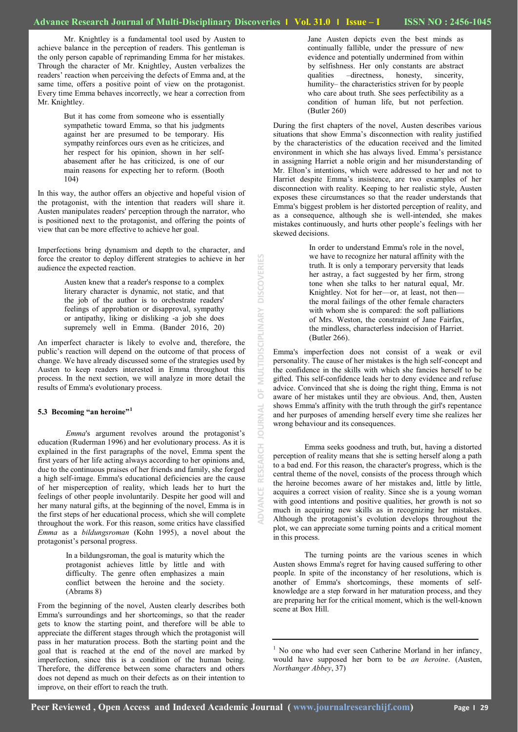Mr. Knightley is a fundamental tool used by Austen to achieve balance in the perception of readers. This gentleman is the only person capable of reprimanding Emma for her mistakes. Through the character of Mr. Knightley, Austen verbalizes the readers' reaction when perceiving the defects of Emma and, at the same time, offers a positive point of view on the protagonist. Every time Emma behaves incorrectly, we hear a correction from Mr. Knightley.

> But it has come from someone who is essentially sympathetic toward Emma, so that his judgments against her are presumed to be temporary. His sympathy reinforces ours even as he criticizes, and her respect for his opinion, shown in her self-abasement after he has criticized, is one of our main reasons for expecting her to reform. (Booth 104)

In this way, the author offers an objective and hopeful vision of the protagonist, with the intention that readers will share it. Austen manipulates readers' perception through the narrator, who is positioned next to the protagonist, and offering the points of view that can be more effective to achieve her goal.

Imperfections bring dynamism and depth to the character, and force the creator to deploy different strategies to achieve in her audience the expected reaction.

> Austen knew that a reader's response to a complex literary character is dynamic, not static, and that the job of the author is to orchestrate readers' feelings of approbation or disapproval, sympathy or antipathy, liking or disliking -a job she does supremely well in Emma. (Bander 2016, 20)

An imperfect character is likely to evolve and, therefore, the public's reaction will depend on the outcome of that process of change. We have already discussed some of the strategies used by Austen to keep readers interested in Emma throughout this process. In the next section, we will analyze in more detail the results of Emma's evolutionary process.

### 5.3 Becoming "an heroine"[1]

*Emma*'s argument revolves around the protagonist's education (Ruderman 1996) and her evolutionary process. As it is explained in the first paragraphs of the novel, Emma spent the first years of her life acting always according to her opinions and, due to the continuous praises of her friends and family, she forged a high self-image. Emma's educational deficiencies are the cause of her misperception of reality, which leads her to hurt the feelings of other people involuntarily. Despite her good will and her many natural gifts, at the beginning of the novel, Emma is in the first steps of her educational process, which she will complete throughout the work. For this reason, some critics have classified *Emma* as a *bildungsroman* (Kohn 1995), a novel about the protagonist's personal progress.

> In a bildungsroman, the goal is maturity which the protagonist achieves little by little and with difficulty. The genre often emphasizes a main conflict between the heroine and the society. (Abrams 8)

From the beginning of the novel, Austen clearly describes both Emma's surroundings and her shortcomings, so that the reader gets to know the starting point, and therefore will be able to appreciate the different stages through which the protagonist will pass in her maturation process. Both the starting point and the goal that is reached at the end of the novel are marked by imperfection, since this is a condition of the human being. Therefore, the difference between some characters and others does not depend as much on their defects as on their intention to improve, on their effort to reach the truth.

> Jane Austen depicts even the best minds as continually fallible, under the pressure of new evidence and potentially undermined from within by selfishness. Her only constants are abstract qualities –directness, honesty, sincerity, humility– the characteristics striven for by people who care about truth. She sees perfectibility as a condition of human life, but not perfection. (Butler 260)

During the first chapters of the novel, Austen describes various situations that show Emma's disconnection with reality justified by the characteristics of the education received and the limited environment in which she has always lived. Emma's persistance in assigning Harriet a noble origin and her misunderstanding of Mr. Elton's intentions, which were addressed to her and not to Harriet despite Emma's insistence, are two examples of her disconnection with reality. Keeping to her realistic style, Austen exposes these circumstances so that the reader understands that Emma's biggest problem is her distorted perception of reality, and as a consequence, although she is well-intended, she makes mistakes continuously, and hurts other people's feelings with her skewed decisions.

> In order to understand Emma's role in the novel, we have to recognize her natural affinity with the truth. It is only a temporary perversity that leads her astray, a fact suggested by her firm, strong tone when she talks to her natural equal, Mr. Knightley. Not for her—or, at least, not then—the moral failings of the other female characters with whom she is compared: the soft palliations of Mrs. Weston, the constraint of Jane Fairfax, the mindless, characterless indecision of Harriet. (Butler 266).

Emma's imperfection does not consist of a weak or evil personality. The cause of her mistakes is the high self-concept and the confidence in the skills with which she fancies herself to be gifted. This self-confidence leads her to deny evidence and refuse advice. Convinced that she is doing the right thing, Emma is not aware of her mistakes until they are obvious. And, then, Austen shows Emma's affinity with the truth through the girl's repentance and her purposes of amending herself every time she realizes her wrong behaviour and its consequences.

Emma seeks goodness and truth, but, having a distorted perception of reality means that she is setting herself along a path to a bad end. For this reason, the character's progress, which is the central theme of the novel, consists of the process through which the heroine becomes aware of her mistakes and, little by little, acquires a correct vision of reality. Since she is a young woman with good intentions and positive qualities, her growth is not so much in acquiring new skills as in recognizing her mistakes. Although the protagonist's evolution develops throughout the plot, we can appreciate some turning points and a critical moment in this process.

The turning points are the various scenes in which Austen shows Emma's regret for having caused suffering to other people. In spite of the inconstancy of her resolutions, which is another of Emma's shortcomings, these moments of self-knowledge are a step forward in her maturation process, and they are preparing her for the critical moment, which is the well-known scene at Box Hill.

---

[1] No one who had ever seen Catherine Morland in her infancy, would have supposed her born to be *an heroine*. (Austen, *Northanger Abbey*, 37)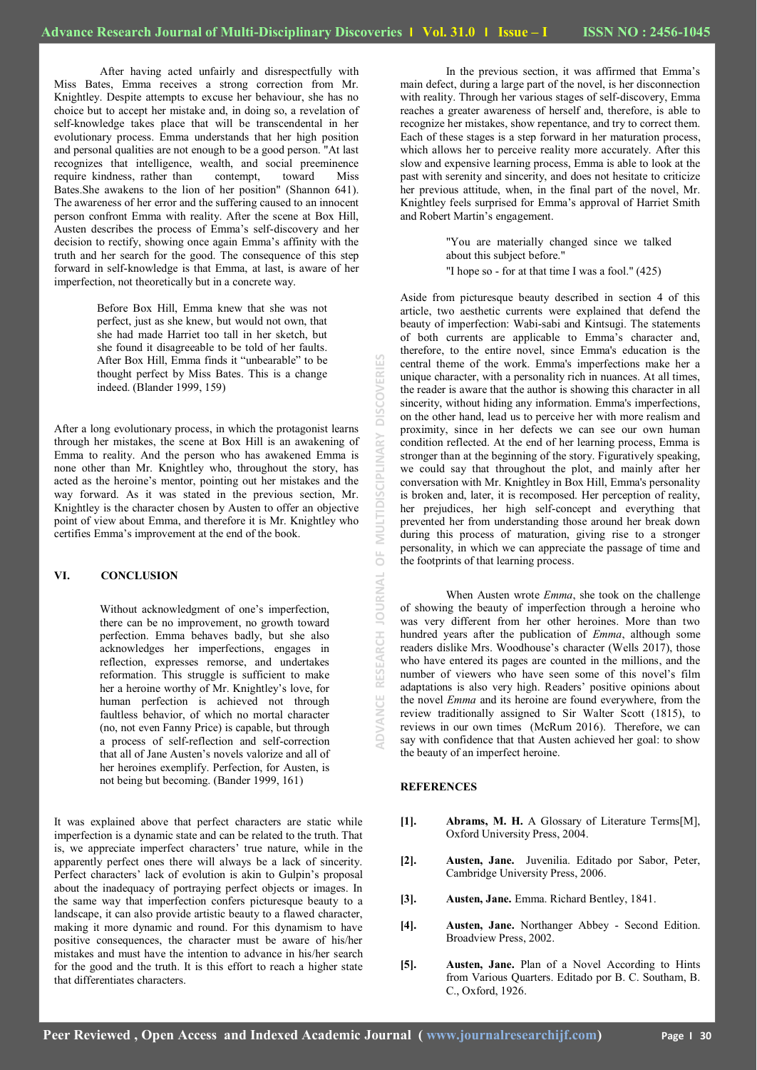After having acted unfairly and disrespectfully with Miss Bates, Emma receives a strong correction from Mr. Knightley. Despite attempts to excuse her behaviour, she has no choice but to accept her mistake and, in doing so, a revelation of self-knowledge takes place that will be transcendental in her evolutionary process. Emma understands that her high position and personal qualities are not enough to be a good person. "At last recognizes that intelligence, wealth, and social preeminence require kindness, rather than contempt, toward Miss Bates.She awakens to the lion of her position" (Shannon 641). The awareness of her error and the suffering caused to an innocent person confront Emma with reality. After the scene at Box Hill, Austen describes the process of Emma's self-discovery and her decision to rectify, showing once again Emma's affinity with the truth and her search for the good. The consequence of this step forward in self-knowledge is that Emma, at last, is aware of her imperfection, not theoretically but in a concrete way.

> Before Box Hill, Emma knew that she was not perfect, just as she knew, but would not own, that she had made Harriet too tall in her sketch, but she found it disagreeable to be told of her faults. After Box Hill, Emma finds it "unbearable" to be thought perfect by Miss Bates. This is a change indeed. (Blander 1999, 159)

After a long evolutionary process, in which the protagonist learns through her mistakes, the scene at Box Hill is an awakening of Emma to reality. And the person who has awakened Emma is none other than Mr. Knightley who, throughout the story, has acted as the heroine's mentor, pointing out her mistakes and the way forward. As it was stated in the previous section, Mr. Knightley is the character chosen by Austen to offer an objective point of view about Emma, and therefore it is Mr. Knightley who certifies Emma's improvement at the end of the book.

## VI. CONCLUSION

> Without acknowledgment of one's imperfection, there can be no improvement, no growth toward perfection. Emma behaves badly, but she also acknowledges her imperfections, engages in reflection, expresses remorse, and undertakes reformation. This struggle is sufficient to make her a heroine worthy of Mr. Knightley's love, for human perfection is achieved not through faultless behavior, of which no mortal character (no, not even Fanny Price) is capable, but through a process of self-reflection and self-correction that all of Jane Austen's novels valorize and all of her heroines exemplify. Perfection, for Austen, is not being but becoming. (Bander 1999, 161)

It was explained above that perfect characters are static while imperfection is a dynamic state and can be related to the truth. That is, we appreciate imperfect characters' true nature, while in the apparently perfect ones there will always be a lack of sincerity. Perfect characters' lack of evolution is akin to Gulpin's proposal about the inadequacy of portraying perfect objects or images. In the same way that imperfection confers picturesque beauty to a landscape, it can also provide artistic beauty to a flawed character, making it more dynamic and round. For this dynamism to have positive consequences, the character must be aware of his/her mistakes and must have the intention to advance in his/her search for the good and the truth. It is this effort to reach a higher state that differentiates characters.

In the previous section, it was affirmed that Emma's main defect, during a large part of the novel, is her disconnection with reality. Through her various stages of self-discovery, Emma reaches a greater awareness of herself and, therefore, is able to recognize her mistakes, show repentance, and try to correct them. Each of these stages is a step forward in her maturation process, which allows her to perceive reality more accurately. After this slow and expensive learning process, Emma is able to look at the past with serenity and sincerity, and does not hesitate to criticize her previous attitude, when, in the final part of the novel, Mr. Knightley feels surprised for Emma's approval of Harriet Smith and Robert Martin's engagement.

> "You are materially changed since we talked about this subject before."
> "I hope so - for at that time I was a fool." (425)

Aside from picturesque beauty described in section 4 of this article, two aesthetic currents were explained that defend the beauty of imperfection: Wabi-sabi and Kintsugi. The statements of both currents are applicable to Emma's character and, therefore, to the entire novel, since Emma's education is the central theme of the work. Emma's imperfections make her a unique character, with a personality rich in nuances. At all times, the reader is aware that the author is showing this character in all sincerity, without hiding any information. Emma's imperfections, on the other hand, lead us to perceive her with more realism and proximity, since in her defects we can see our own human condition reflected. At the end of her learning process, Emma is stronger than at the beginning of the story. Figuratively speaking, we could say that throughout the plot, and mainly after her conversation with Mr. Knightley in Box Hill, Emma's personality is broken and, later, it is recomposed. Her perception of reality, her prejudices, her high self-concept and everything that prevented her from understanding those around her break down during this process of maturation, giving rise to a stronger personality, in which we can appreciate the passage of time and the footprints of that learning process.

When Austen wrote *Emma*, she took on the challenge of showing the beauty of imperfection through a heroine who was very different from her other heroines. More than two hundred years after the publication of *Emma*, although some readers dislike Mrs. Woodhouse's character (Wells 2017), those who have entered its pages are counted in the millions, and the number of viewers who have seen some of this novel's film adaptations is also very high. Readers' positive opinions about the novel *Emma* and its heroine are found everywhere, from the review traditionally assigned to Sir Walter Scott (1815), to reviews in our own times (McRum 2016). Therefore, we can say with confidence that that Austen achieved her goal: to show the beauty of an imperfect heroine.

## REFERENCES

[1]. **Abrams, M. H.** A Glossary of Literature Terms[M], Oxford University Press, 2004.

[2]. **Austen, Jane.** Juvenilia. Editado por Sabor, Peter, Cambridge University Press, 2006.

[3]. **Austen, Jane.** Emma. Richard Bentley, 1841.

[4]. **Austen, Jane.** Northanger Abbey - Second Edition. Broadview Press, 2002.

[5]. **Austen, Jane.** Plan of a Novel According to Hints from Various Quarters. Editado por B. C. Southam, B. C., Oxford, 1926.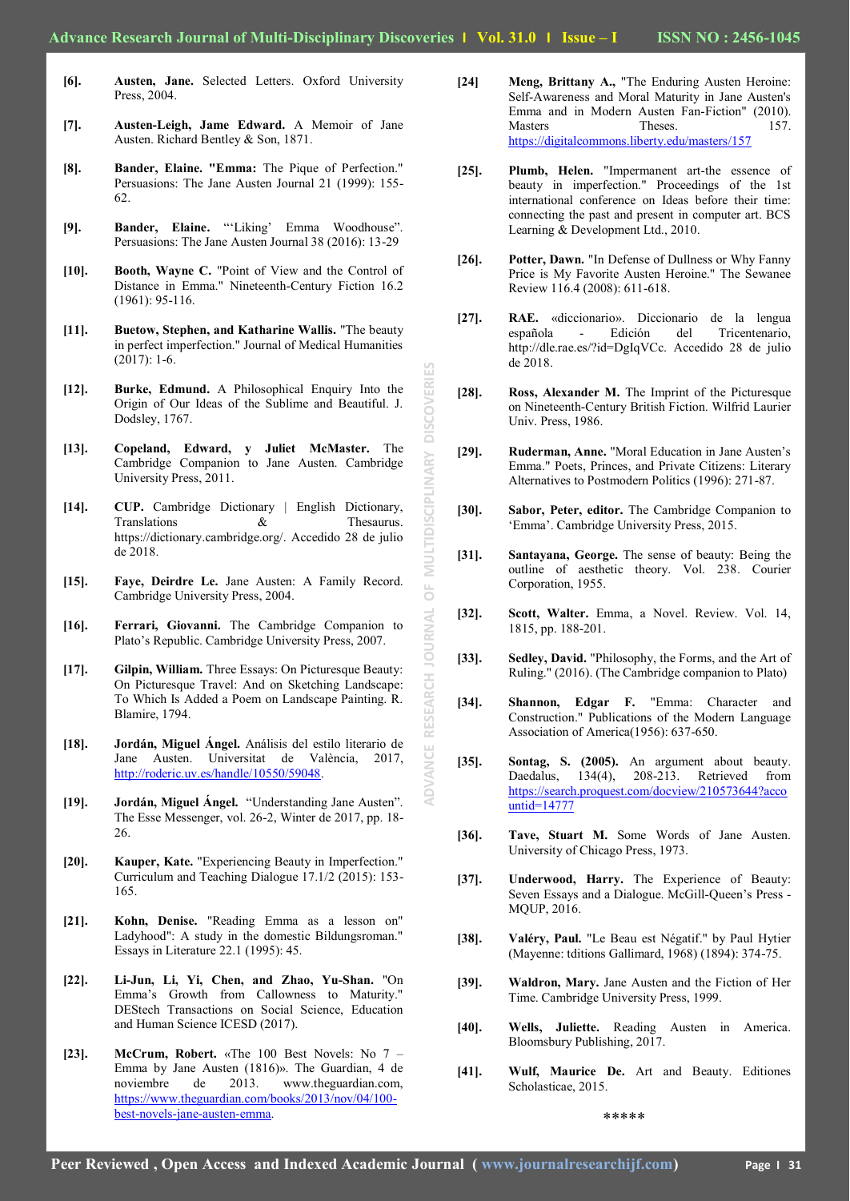[6]. **Austen, Jane.** Selected Letters. Oxford University Press, 2004.

[7]. **Austen-Leigh, Jame Edward.** A Memoir of Jane Austen. Richard Bentley & Son, 1871.

[8]. **Bander, Elaine. "Emma:** The Pique of Perfection." Persuasions: The Jane Austen Journal 21 (1999): 155-62.

[9]. **Bander, Elaine.** "'Liking' Emma Woodhouse". Persuasions: The Jane Austen Journal 38 (2016): 13-29

[10]. **Booth, Wayne C.** "Point of View and the Control of Distance in Emma." Nineteenth-Century Fiction 16.2 (1961): 95-116.

[11]. **Buetow, Stephen, and Katharine Wallis.** "The beauty in perfect imperfection." Journal of Medical Humanities (2017): 1-6.

[12]. **Burke, Edmund.** A Philosophical Enquiry Into the Origin of Our Ideas of the Sublime and Beautiful. J. Dodsley, 1767.

[13]. **Copeland, Edward, y Juliet McMaster.** The Cambridge Companion to Jane Austen. Cambridge University Press, 2011.

[14]. **CUP.** Cambridge Dictionary | English Dictionary, Translations & Thesaurus. https://dictionary.cambridge.org/. Accedido 28 de julio de 2018.

[15]. **Faye, Deirdre Le.** Jane Austen: A Family Record. Cambridge University Press, 2004.

[16]. **Ferrari, Giovanni.** The Cambridge Companion to Plato's Republic. Cambridge University Press, 2007.

[17]. **Gilpin, William.** Three Essays: On Picturesque Beauty: On Picturesque Travel: And on Sketching Landscape: To Which Is Added a Poem on Landscape Painting. R. Blamire, 1794.

[18]. **Jordán, Miguel Ángel.** Análisis del estilo literario de Jane Austen. Universitat de València, 2017, http://roderic.uv.es/handle/10550/59048.

[19]. **Jordán, Miguel Ángel.** "Understanding Jane Austen". The Esse Messenger, vol. 26-2, Winter de 2017, pp. 18-26.

[20]. **Kauper, Kate.** "Experiencing Beauty in Imperfection." Curriculum and Teaching Dialogue 17.1/2 (2015): 153-165.

[21]. **Kohn, Denise.** "Reading Emma as a lesson on" Ladyhood": A study in the domestic Bildungsroman." Essays in Literature 22.1 (1995): 45.

[22]. **Li-Jun, Li, Yi, Chen, and Zhao, Yu-Shan.** "On Emma's Growth from Callowness to Maturity." DEStech Transactions on Social Science, Education and Human Science ICESD (2017).

[23]. **McCrum, Robert.** «The 100 Best Novels: No 7 – Emma by Jane Austen (1816)». The Guardian, 4 de noviembre de 2013. www.theguardian.com, https://www.theguardian.com/books/2013/nov/04/100-best-novels-jane-austen-emma.

[24] **Meng, Brittany A.,** "The Enduring Austen Heroine: Self-Awareness and Moral Maturity in Jane Austen's Emma and in Modern Austen Fan-Fiction" (2010). Masters Theses. 157. https://digitalcommons.liberty.edu/masters/157

[25]. **Plumb, Helen.** "Impermanent art-the essence of beauty in imperfection." Proceedings of the 1st international conference on Ideas before their time: connecting the past and present in computer art. BCS Learning & Development Ltd., 2010.

[26]. **Potter, Dawn.** "In Defense of Dullness or Why Fanny Price is My Favorite Austen Heroine." The Sewanee Review 116.4 (2008): 611-618.

[27]. **RAE.** «diccionario». Diccionario de la lengua española - Edición del Tricentenario, http://dle.rae.es/?id=DgIqVCc. Accedido 28 de julio de 2018.

[28]. **Ross, Alexander M.** The Imprint of the Picturesque on Nineteenth-Century British Fiction. Wilfrid Laurier Univ. Press, 1986.

[29]. **Ruderman, Anne.** "Moral Education in Jane Austen's Emma." Poets, Princes, and Private Citizens: Literary Alternatives to Postmodern Politics (1996): 271-87.

[30]. **Sabor, Peter, editor.** The Cambridge Companion to 'Emma'. Cambridge University Press, 2015.

[31]. **Santayana, George.** The sense of beauty: Being the outline of aesthetic theory. Vol. 238. Courier Corporation, 1955.

[32]. **Scott, Walter.** Emma, a Novel. Review. Vol. 14, 1815, pp. 188-201.

[33]. **Sedley, David.** "Philosophy, the Forms, and the Art of Ruling." (2016). (The Cambridge companion to Plato)

[34]. **Shannon, Edgar F.** "Emma: Character and Construction." Publications of the Modern Language Association of America(1956): 637-650.

[35]. **Sontag, S. (2005).** An argument about beauty. Daedalus, 134(4), 208-213. Retrieved from https://search.proquest.com/docview/210573644?accountid=14777

[36]. **Tave, Stuart M.** Some Words of Jane Austen. University of Chicago Press, 1973.

[37]. **Underwood, Harry.** The Experience of Beauty: Seven Essays and a Dialogue. McGill-Queen's Press - MQUP, 2016.

[38]. **Valéry, Paul.** "Le Beau est Négatif." by Paul Hytier (Mayenne: tditions Gallimard, 1968) (1894): 374-75.

[39]. **Waldron, Mary.** Jane Austen and the Fiction of Her Time. Cambridge University Press, 1999.

[40]. **Wells, Juliette.** Reading Austen in America. Bloomsbury Publishing, 2017.

[41]. **Wulf, Maurice De.** Art and Beauty. Editiones Scholasticae, 2015.

*****